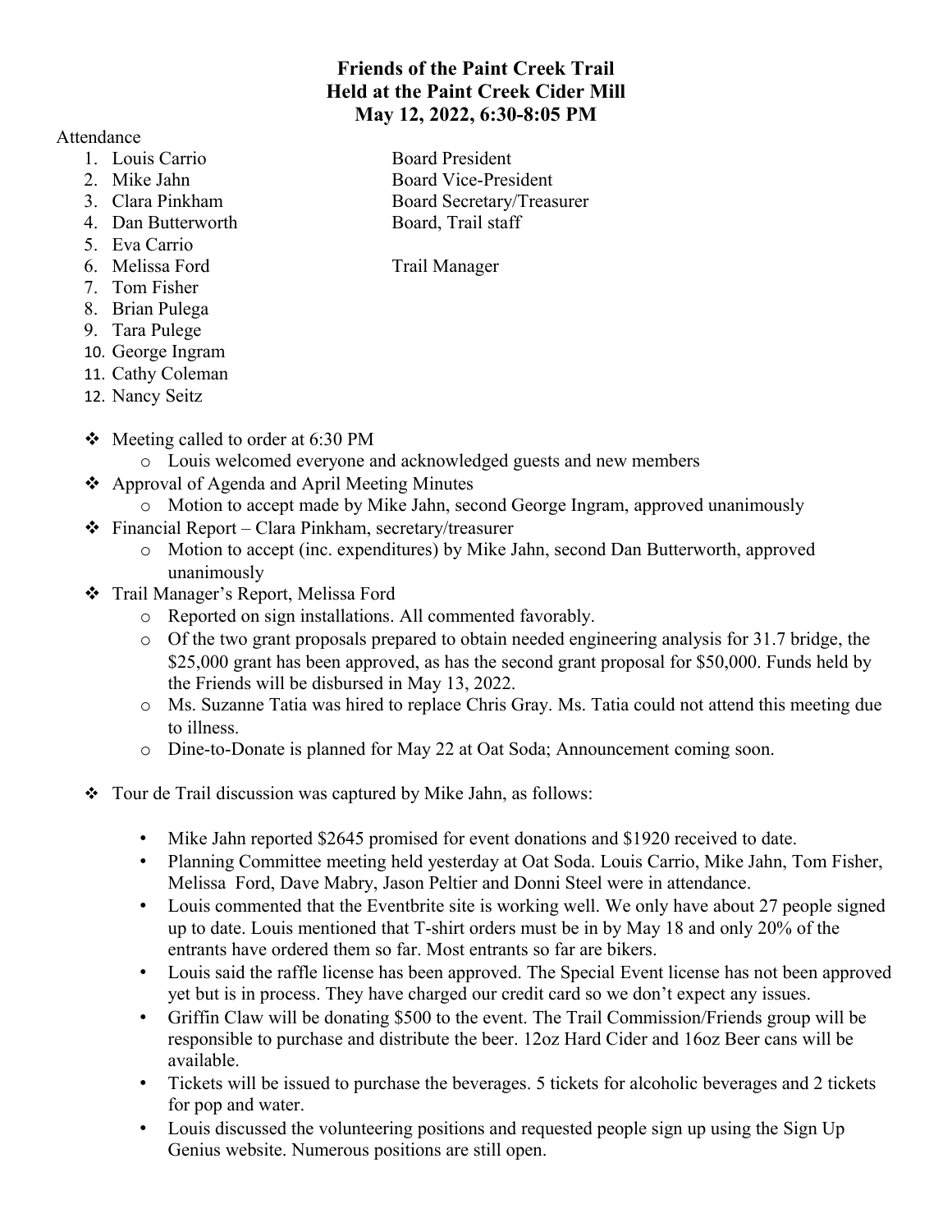**Friends of the Paint Creek Trail**
**Held at the Paint Creek Cider Mill**
**May 12, 2022, 6:30-8:05 PM**

Attendance

1. Louis Carrio — Board President
2. Mike Jahn — Board Vice-President
3. Clara Pinkham — Board Secretary/Treasurer
4. Dan Butterworth — Board, Trail staff
5. Eva Carrio
6. Melissa Ford — Trail Manager
7. Tom Fisher
8. Brian Pulega
9. Tara Pulege
10. George Ingram
11. Cathy Coleman
12. Nancy Seitz

- Meeting called to order at 6:30 PM
  - Louis welcomed everyone and acknowledged guests and new members
- Approval of Agenda and April Meeting Minutes
  - Motion to accept made by Mike Jahn, second George Ingram, approved unanimously
- Financial Report – Clara Pinkham, secretary/treasurer
  - Motion to accept (inc. expenditures) by Mike Jahn, second Dan Butterworth, approved unanimously
- Trail Manager's Report, Melissa Ford
  - Reported on sign installations. All commented favorably.
  - Of the two grant proposals prepared to obtain needed engineering analysis for 31.7 bridge, the $25,000 grant has been approved, as has the second grant proposal for $50,000. Funds held by the Friends will be disbursed in May 13, 2022.
  - Ms. Suzanne Tatia was hired to replace Chris Gray. Ms. Tatia could not attend this meeting due to illness.
  - Dine-to-Donate is planned for May 22 at Oat Soda; Announcement coming soon.

- Tour de Trail discussion was captured by Mike Jahn, as follows:

  - Mike Jahn reported $2645 promised for event donations and $1920 received to date.
  - Planning Committee meeting held yesterday at Oat Soda. Louis Carrio, Mike Jahn, Tom Fisher, Melissa Ford, Dave Mabry, Jason Peltier and Donni Steel were in attendance.
  - Louis commented that the Eventbrite site is working well. We only have about 27 people signed up to date. Louis mentioned that T-shirt orders must be in by May 18 and only 20% of the entrants have ordered them so far. Most entrants so far are bikers.
  - Louis said the raffle license has been approved. The Special Event license has not been approved yet but is in process. They have charged our credit card so we don't expect any issues.
  - Griffin Claw will be donating $500 to the event. The Trail Commission/Friends group will be responsible to purchase and distribute the beer. 12oz Hard Cider and 16oz Beer cans will be available.
  - Tickets will be issued to purchase the beverages. 5 tickets for alcoholic beverages and 2 tickets for pop and water.
  - Louis discussed the volunteering positions and requested people sign up using the Sign Up Genius website. Numerous positions are still open.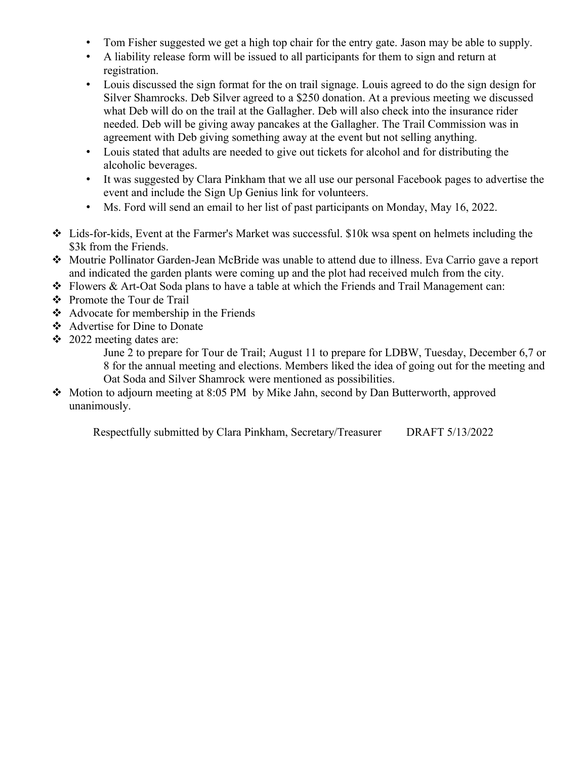- Tom Fisher suggested we get a high top chair for the entry gate. Jason may be able to supply.
- A liability release form will be issued to all participants for them to sign and return at registration.
- Louis discussed the sign format for the on trail signage. Louis agreed to do the sign design for Silver Shamrocks. Deb Silver agreed to a $250 donation. At a previous meeting we discussed what Deb will do on the trail at the Gallagher. Deb will also check into the insurance rider needed. Deb will be giving away pancakes at the Gallagher. The Trail Commission was in agreement with Deb giving something away at the event but not selling anything.
- Louis stated that adults are needed to give out tickets for alcohol and for distributing the alcoholic beverages.
- It was suggested by Clara Pinkham that we all use our personal Facebook pages to advertise the event and include the Sign Up Genius link for volunteers.
- Ms. Ford will send an email to her list of past participants on Monday, May 16, 2022.

- Lids-for-kids, Event at the Farmer's Market was successful. $10k wsa spent on helmets including the $3k from the Friends.
- Moutrie Pollinator Garden-Jean McBride was unable to attend due to illness. Eva Carrio gave a report and indicated the garden plants were coming up and the plot had received mulch from the city.
- Flowers & Art-Oat Soda plans to have a table at which the Friends and Trail Management can:
- Promote the Tour de Trail
- Advocate for membership in the Friends
- Advertise for Dine to Donate
- 2022 meeting dates are:

  June 2 to prepare for Tour de Trail; August 11 to prepare for LDBW, Tuesday, December 6,7 or 8 for the annual meeting and elections. Members liked the idea of going out for the meeting and Oat Soda and Silver Shamrock were mentioned as possibilities.
- Motion to adjourn meeting at 8:05 PM by Mike Jahn, second by Dan Butterworth, approved unanimously.

Respectfully submitted by Clara Pinkham, Secretary/Treasurer DRAFT 5/13/2022